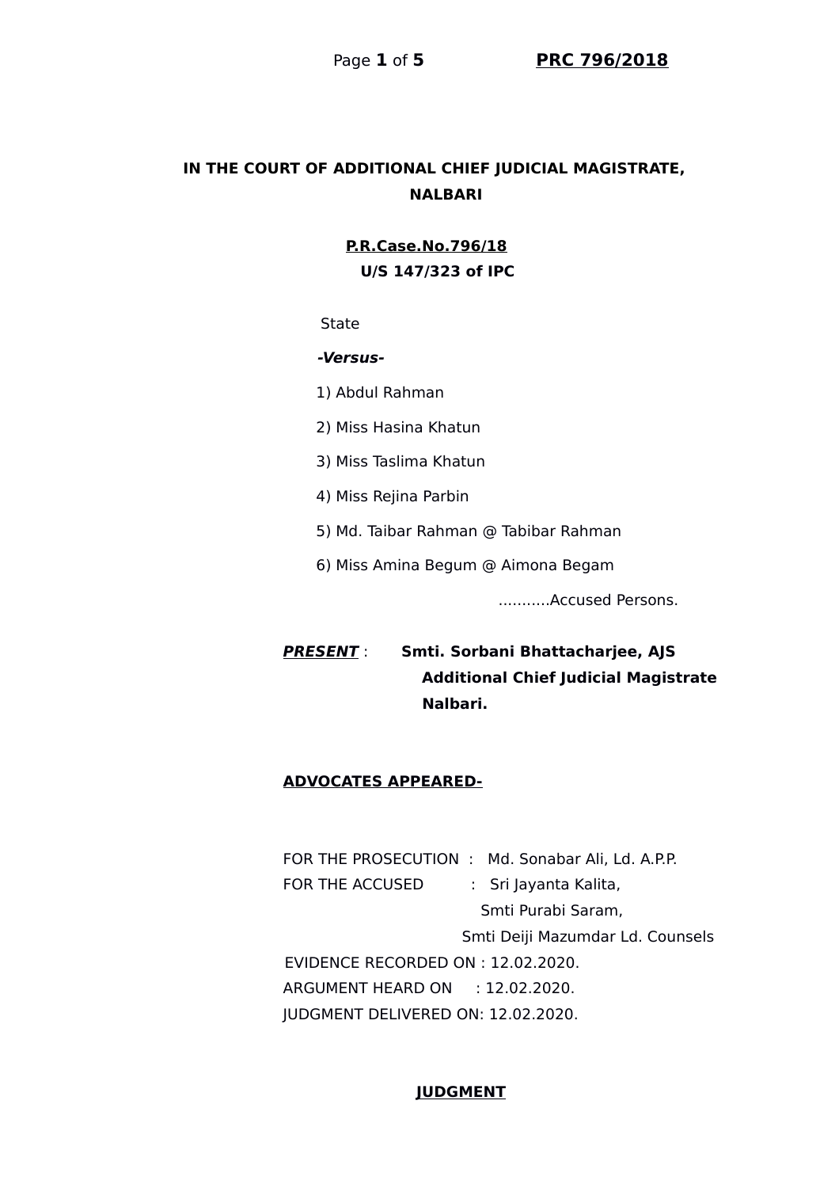# IN THE COURT OF ADDITIONAL CHIEF JUDICIAL MAGISTRATE, NALBARI

**P.R.Case.No.796/18**

**U/S 147/323 of IPC**

State

***-Versus-***

1) Abdul Rahman

2) Miss Hasina Khatun

3) Miss Taslima Khatun

4) Miss Rejina Parbin

5) Md. Taibar Rahman @ Tabibar Rahman

6) Miss Amina Begum @ Aimona Begam

...........Accused Persons.

***PRESENT*** : **Smti. Sorbani Bhattacharjee, AJS**
**Additional Chief Judicial Magistrate**
**Nalbari.**

**ADVOCATES APPEARED-**

FOR THE PROSECUTION : Md. Sonabar Ali, Ld. A.P.P.

FOR THE ACCUSED : Sri Jayanta Kalita,
Smti Purabi Saram,
Smti Deiji Mazumdar Ld. Counsels

EVIDENCE RECORDED ON : 12.02.2020.

ARGUMENT HEARD ON : 12.02.2020.

JUDGMENT DELIVERED ON: 12.02.2020.

## JUDGMENT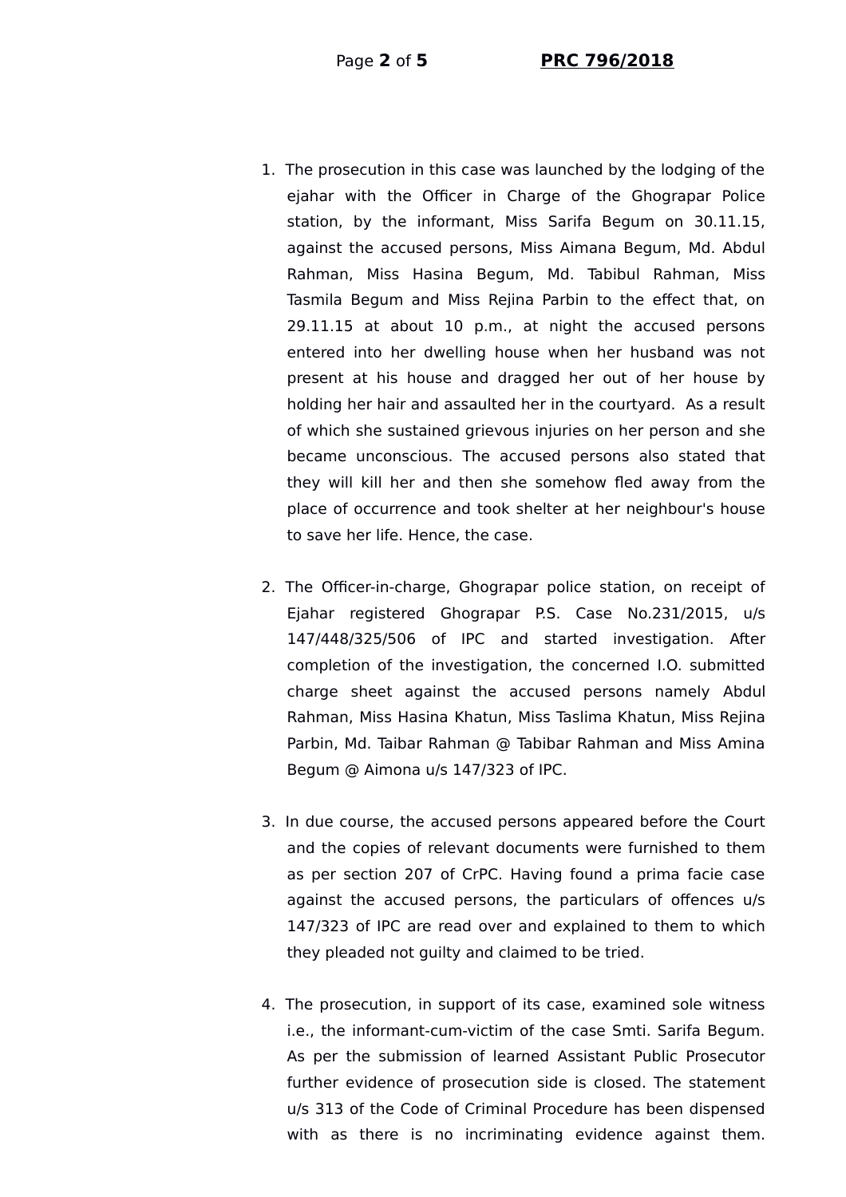1. The prosecution in this case was launched by the lodging of the ejahar with the Officer in Charge of the Ghograpar Police station, by the informant, Miss Sarifa Begum on 30.11.15, against the accused persons, Miss Aimana Begum, Md. Abdul Rahman, Miss Hasina Begum, Md. Tabibul Rahman, Miss Tasmila Begum and Miss Rejina Parbin to the effect that, on 29.11.15 at about 10 p.m., at night the accused persons entered into her dwelling house when her husband was not present at his house and dragged her out of her house by holding her hair and assaulted her in the courtyard. As a result of which she sustained grievous injuries on her person and she became unconscious. The accused persons also stated that they will kill her and then she somehow fled away from the place of occurrence and took shelter at her neighbour's house to save her life. Hence, the case.

2. The Officer-in-charge, Ghograpar police station, on receipt of Ejahar registered Ghograpar P.S. Case No.231/2015, u/s 147/448/325/506 of IPC and started investigation. After completion of the investigation, the concerned I.O. submitted charge sheet against the accused persons namely Abdul Rahman, Miss Hasina Khatun, Miss Taslima Khatun, Miss Rejina Parbin, Md. Taibar Rahman @ Tabibar Rahman and Miss Amina Begum @ Aimona u/s 147/323 of IPC.

3. In due course, the accused persons appeared before the Court and the copies of relevant documents were furnished to them as per section 207 of CrPC. Having found a prima facie case against the accused persons, the particulars of offences u/s 147/323 of IPC are read over and explained to them to which they pleaded not guilty and claimed to be tried.

4. The prosecution, in support of its case, examined sole witness i.e., the informant-cum-victim of the case Smti. Sarifa Begum. As per the submission of learned Assistant Public Prosecutor further evidence of prosecution side is closed. The statement u/s 313 of the Code of Criminal Procedure has been dispensed with as there is no incriminating evidence against them.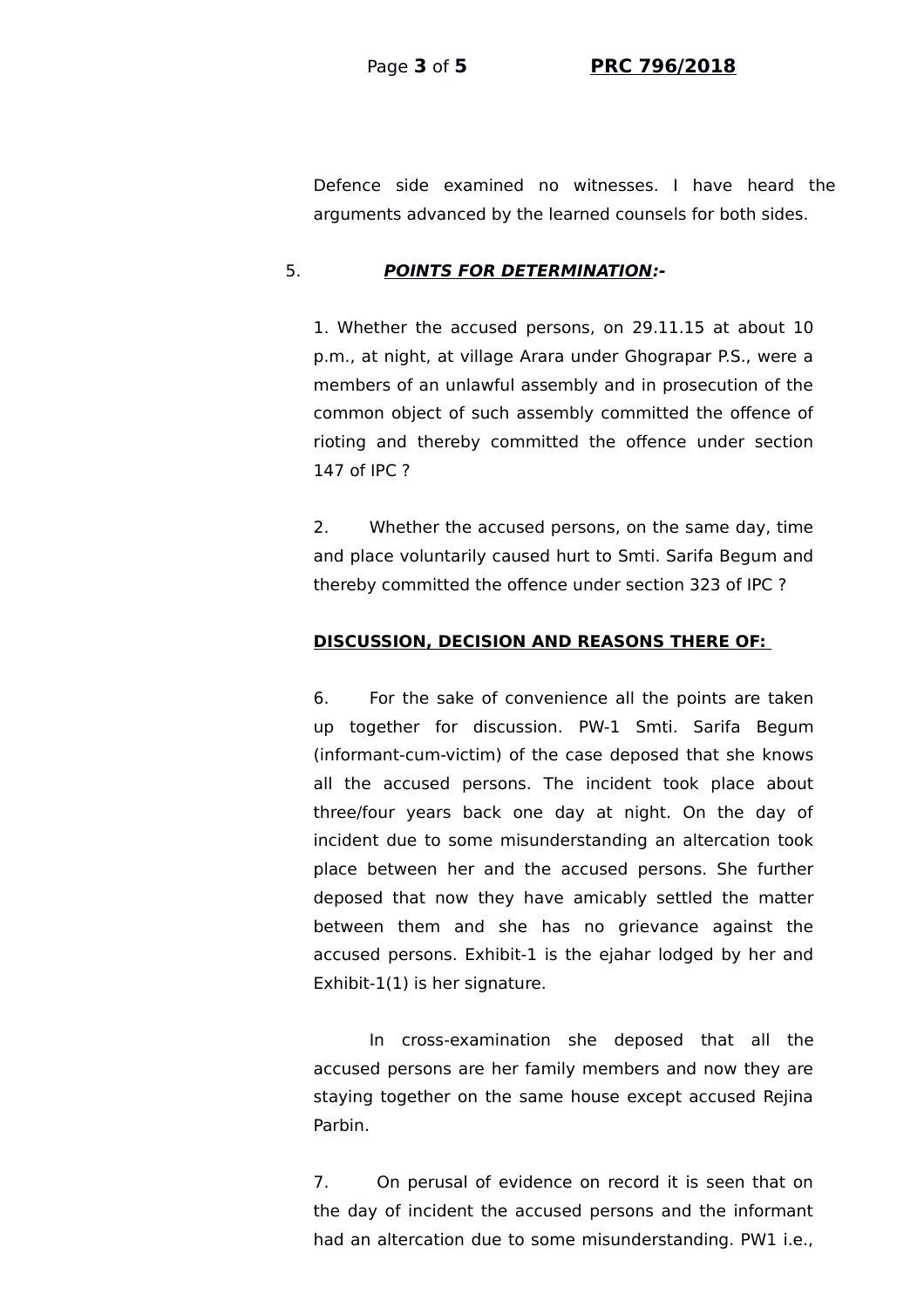Defence side examined no witnesses. I have heard the arguments advanced by the learned counsels for both sides.

5. ***POINTS FOR DETERMINATION:-***

1. Whether the accused persons, on 29.11.15 at about 10 p.m., at night, at village Arara under Ghograpar P.S., were a members of an unlawful assembly and in prosecution of the common object of such assembly committed the offence of rioting and thereby committed the offence under section 147 of IPC ?

2. Whether the accused persons, on the same day, time and place voluntarily caused hurt to Smti. Sarifa Begum and thereby committed the offence under section 323 of IPC ?

**DISCUSSION, DECISION AND REASONS THERE OF:**

6. For the sake of convenience all the points are taken up together for discussion. PW-1 Smti. Sarifa Begum (informant-cum-victim) of the case deposed that she knows all the accused persons. The incident took place about three/four years back one day at night. On the day of incident due to some misunderstanding an altercation took place between her and the accused persons. She further deposed that now they have amicably settled the matter between them and she has no grievance against the accused persons. Exhibit-1 is the ejahar lodged by her and Exhibit-1(1) is her signature.

In cross-examination she deposed that all the accused persons are her family members and now they are staying together on the same house except accused Rejina Parbin.

7. On perusal of evidence on record it is seen that on the day of incident the accused persons and the informant had an altercation due to some misunderstanding. PW1 i.e.,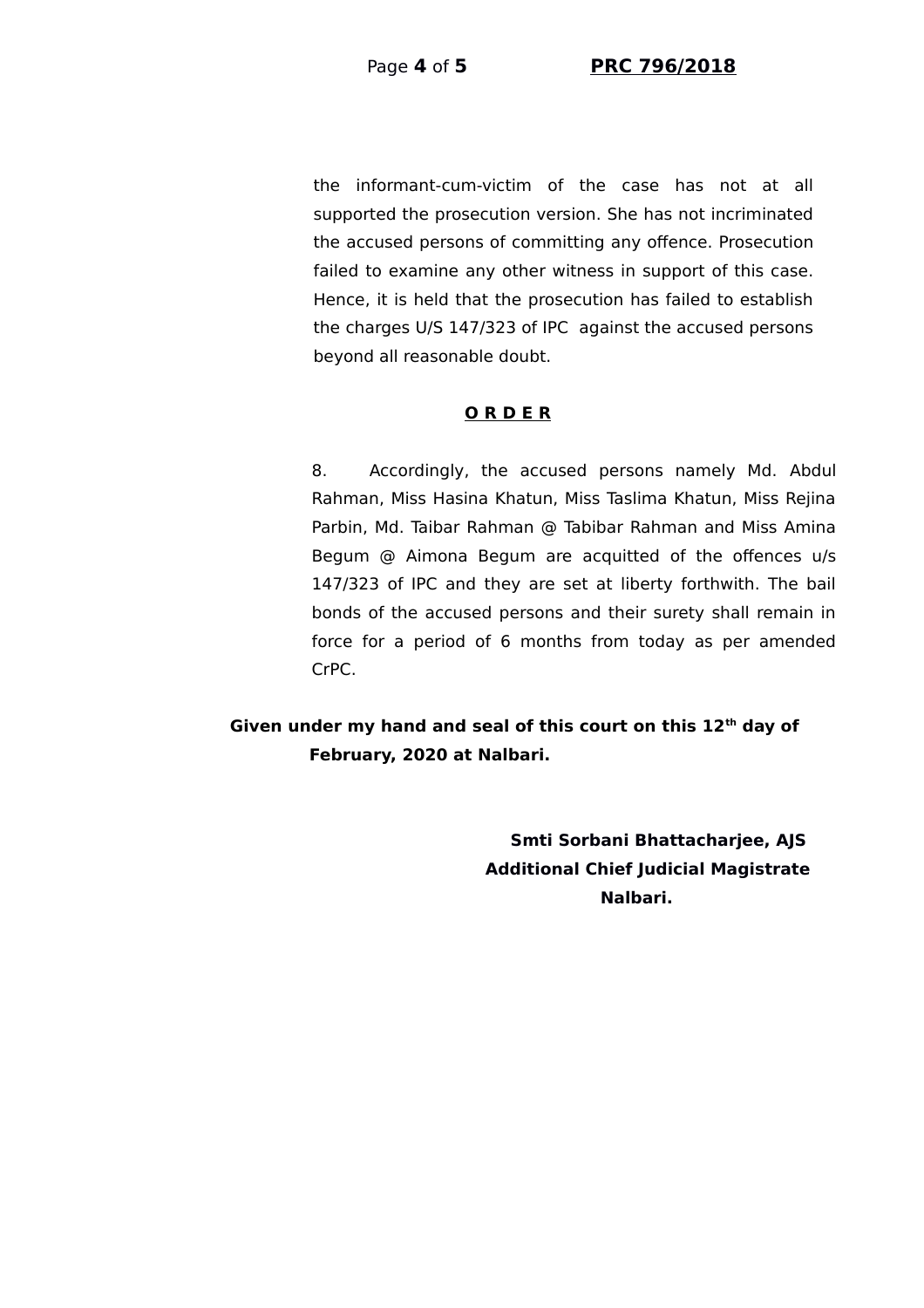the informant-cum-victim of the case has not at all supported the prosecution version. She has not incriminated the accused persons of committing any offence. Prosecution failed to examine any other witness in support of this case. Hence, it is held that the prosecution has failed to establish the charges U/S 147/323 of IPC against the accused persons beyond all reasonable doubt.

**O R D E R**

8. Accordingly, the accused persons namely Md. Abdul Rahman, Miss Hasina Khatun, Miss Taslima Khatun, Miss Rejina Parbin, Md. Taibar Rahman @ Tabibar Rahman and Miss Amina Begum @ Aimona Begum are acquitted of the offences u/s 147/323 of IPC and they are set at liberty forthwith. The bail bonds of the accused persons and their surety shall remain in force for a period of 6 months from today as per amended CrPC.

**Given under my hand and seal of this court on this 12th day of February, 2020 at Nalbari.**

**Smti Sorbani Bhattacharjee, AJS**
**Additional Chief Judicial Magistrate**
**Nalbari.**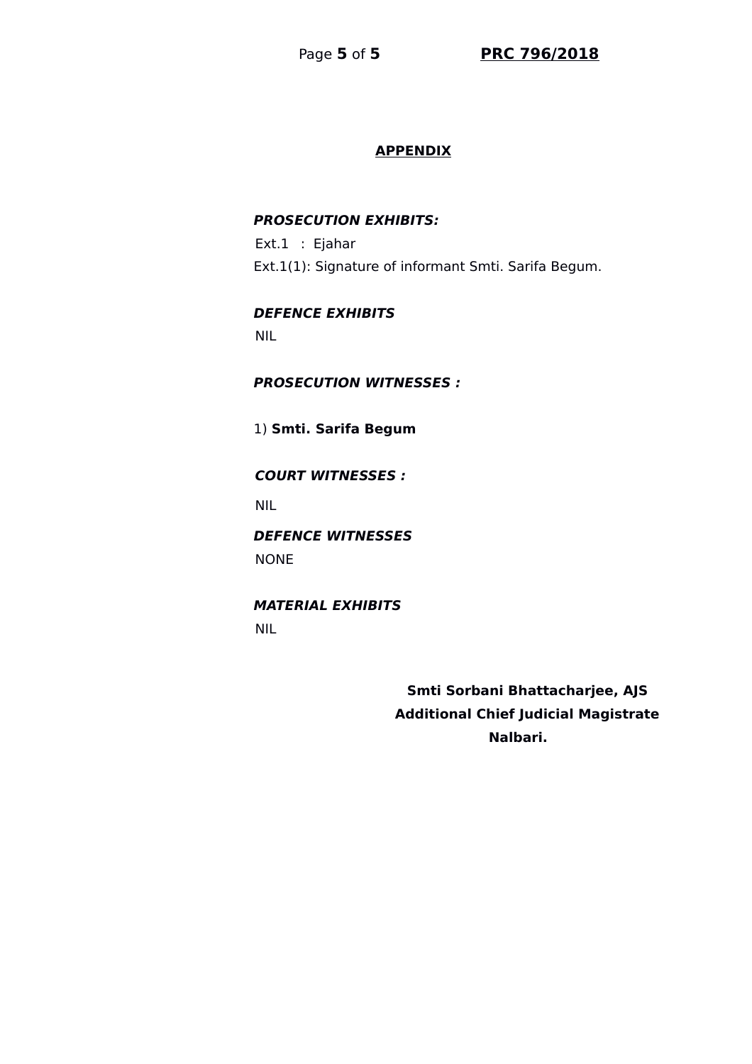## APPENDIX

***PROSECUTION EXHIBITS:***

Ext.1 : Ejahar

Ext.1(1): Signature of informant Smti. Sarifa Begum.

***DEFENCE EXHIBITS***

NIL

***PROSECUTION WITNESSES :***

1) **Smti. Sarifa Begum**

***COURT WITNESSES :***

NIL

***DEFENCE WITNESSES***

NONE

***MATERIAL EXHIBITS***

NIL

**Smti Sorbani Bhattacharjee, AJS**
**Additional Chief Judicial Magistrate**
**Nalbari.**